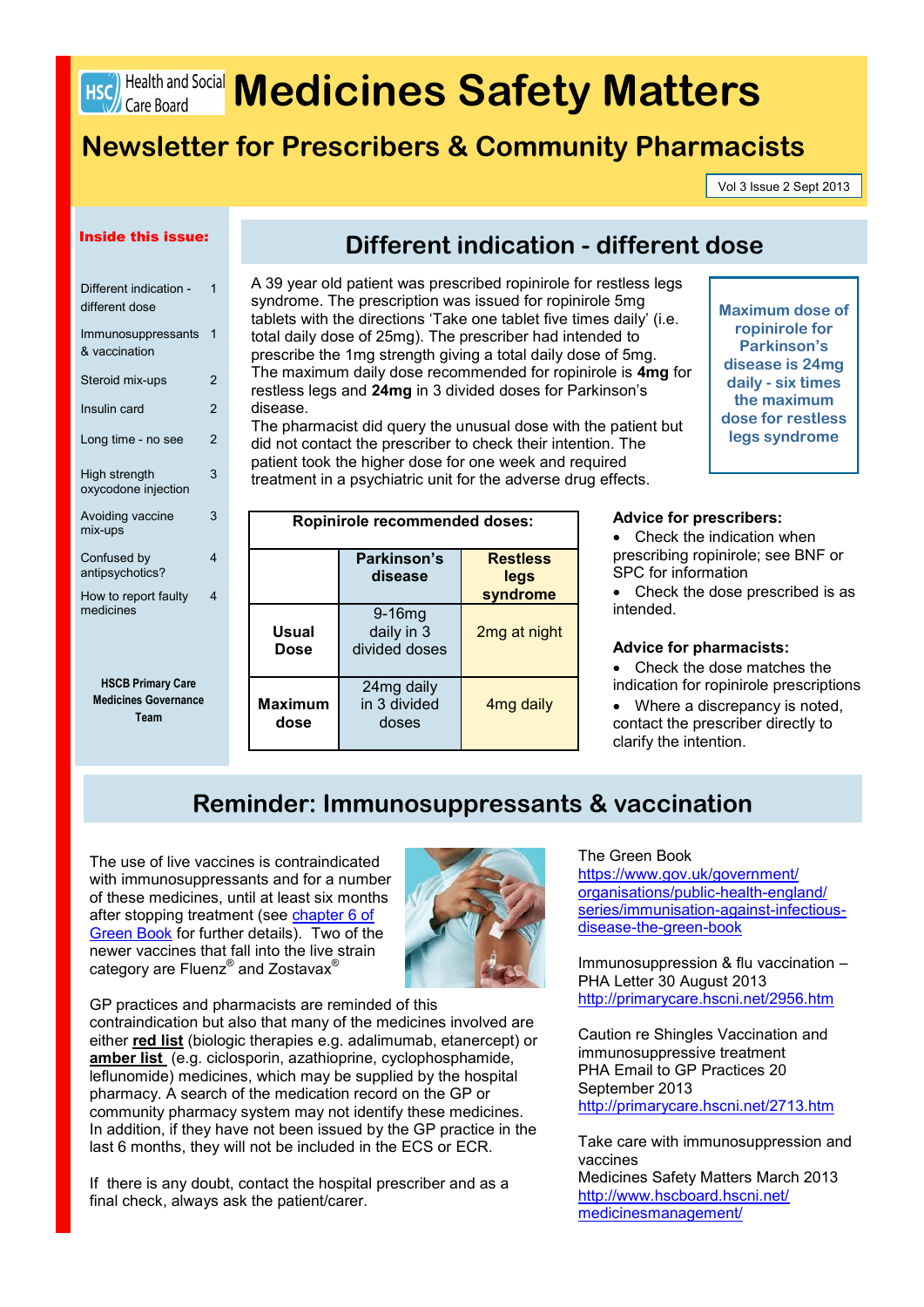# Medicines Safety Matters

## Newsletter for Prescribers & Community Pharmacists

Vol 3 Issue 2 Sept 2013

**Inside this issue:**

| | |
|---|---|
| Different indication - different dose | 1 |
| Immunosuppressants & vaccination | 1 |
| Steroid mix-ups | 2 |
| Insulin card | 2 |
| Long time - no see | 2 |
| High strength oxycodone injection | 3 |
| Avoiding vaccine mix-ups | 3 |
| Confused by antipsychotics? | 4 |
| How to report faulty medicines | 4 |

**HSCB Primary Care Medicines Governance Team**

## Different indication - different dose

A 39 year old patient was prescribed ropinirole for restless legs syndrome. The prescription was issued for ropinirole 5mg tablets with the directions 'Take one tablet five times daily' (i.e. total daily dose of 25mg). The prescriber had intended to prescribe the 1mg strength giving a total daily dose of 5mg. The maximum daily dose recommended for ropinirole is **4mg** for restless legs and **24mg** in 3 divided doses for Parkinson's disease.

The pharmacist did query the unusual dose with the patient but did not contact the prescriber to check their intention. The patient took the higher dose for one week and required treatment in a psychiatric unit for the adverse drug effects.

**Maximum dose of ropinirole for Parkinson's disease is 24mg daily - six times the maximum dose for restless legs syndrome**

| Ropinirole recommended doses: | | |
|---|---|---|
| | **Parkinson's disease** | **Restless legs syndrome** |
| **Usual Dose** | 9-16mg daily in 3 divided doses | 2mg at night |
| **Maximum dose** | 24mg daily in 3 divided doses | 4mg daily |

**Advice for prescribers:**

- Check the indication when prescribing ropinirole; see BNF or SPC for information
- Check the dose prescribed is as intended.

**Advice for pharmacists:**

- Check the dose matches the indication for ropinirole prescriptions
- Where a discrepancy is noted, contact the prescriber directly to clarify the intention.

## Reminder: Immunosuppressants & vaccination

The use of live vaccines is contraindicated with immunosuppressants and for a number of these medicines, until at least six months after stopping treatment (see chapter 6 of Green Book for further details). Two of the newer vaccines that fall into the live strain category are Fluenz® and Zostavax®

GP practices and pharmacists are reminded of this contraindication but also that many of the medicines involved are either **red list** (biologic therapies e.g. adalimumab, etanercept) or **amber list** (e.g. ciclosporin, azathioprine, cyclophosphamide, leflunomide) medicines, which may be supplied by the hospital pharmacy. A search of the medication record on the GP or community pharmacy system may not identify these medicines. In addition, if they have not been issued by the GP practice in the last 6 months, they will not be included in the ECS or ECR.

If there is any doubt, contact the hospital prescriber and as a final check, always ask the patient/carer.

The Green Book
https://www.gov.uk/government/organisations/public-health-england/series/immunisation-against-infectious-disease-the-green-book

Immunosuppression & flu vaccination – PHA Letter 30 August 2013
http://primarycare.hscni.net/2956.htm

Caution re Shingles Vaccination and immunosuppressive treatment
PHA Email to GP Practices 20 September 2013
http://primarycare.hscni.net/2713.htm

Take care with immunosuppression and vaccines
Medicines Safety Matters March 2013
http://www.hscboard.hscni.net/medicinesmanagement/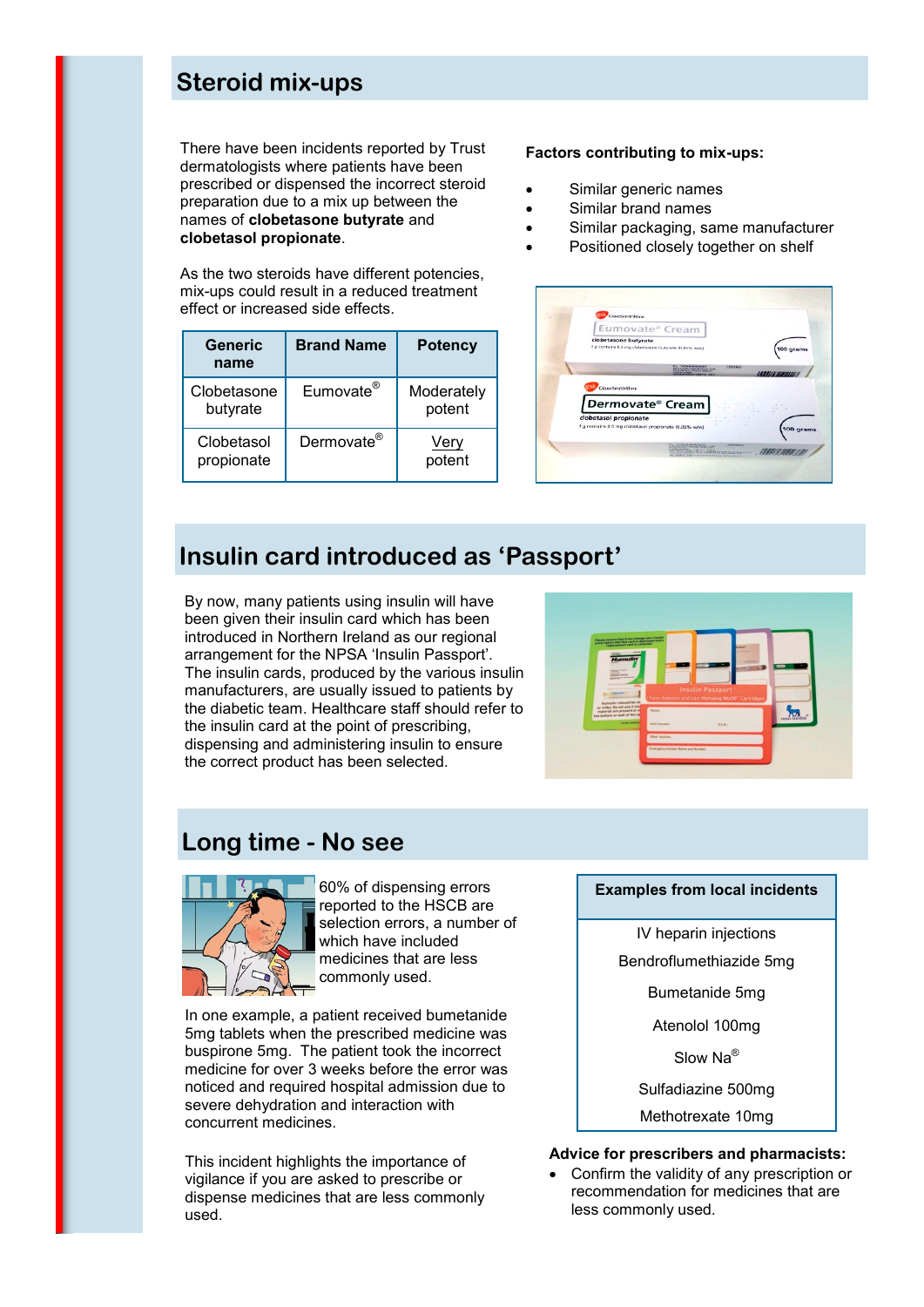## Steroid mix-ups

There have been incidents reported by Trust dermatologists where patients have been prescribed or dispensed the incorrect steroid preparation due to a mix up between the names of **clobetasone butyrate** and **clobetasol propionate**.

As the two steroids have different potencies, mix-ups could result in a reduced treatment effect or increased side effects.

| Generic name | Brand Name | Potency |
|---|---|---|
| Clobetasone butyrate | Eumovate® | Moderately potent |
| Clobetasol propionate | Dermovate® | Very potent |

**Factors contributing to mix-ups:**

- Similar generic names
- Similar brand names
- Similar packaging, same manufacturer
- Positioned closely together on shelf

## Insulin card introduced as 'Passport'

By now, many patients using insulin will have been given their insulin card which has been introduced in Northern Ireland as our regional arrangement for the NPSA 'Insulin Passport'. The insulin cards, produced by the various insulin manufacturers, are usually issued to patients by the diabetic team. Healthcare staff should refer to the insulin card at the point of prescribing, dispensing and administering insulin to ensure the correct product has been selected.

## Long time - No see

60% of dispensing errors reported to the HSCB are selection errors, a number of which have included medicines that are less commonly used.

In one example, a patient received bumetanide 5mg tablets when the prescribed medicine was buspirone 5mg. The patient took the incorrect medicine for over 3 weeks before the error was noticed and required hospital admission due to severe dehydration and interaction with concurrent medicines.

This incident highlights the importance of vigilance if you are asked to prescribe or dispense medicines that are less commonly used.

| Examples from local incidents |
|---|
| IV heparin injections |
| Bendroflumethiazide 5mg |
| Bumetanide 5mg |
| Atenolol 100mg |
| Slow Na® |
| Sulfadiazine 500mg |
| Methotrexate 10mg |

**Advice for prescribers and pharmacists:**

- Confirm the validity of any prescription or recommendation for medicines that are less commonly used.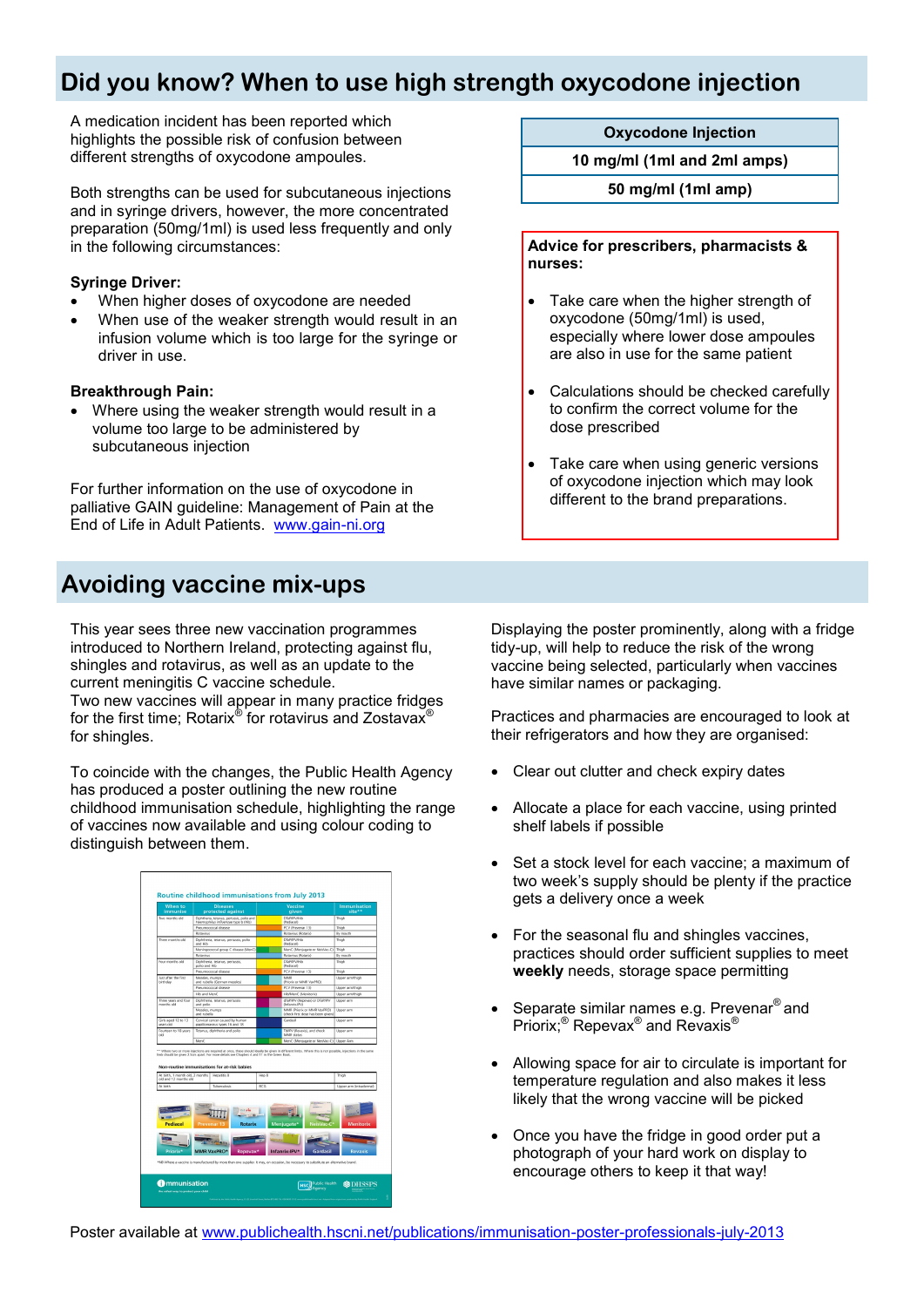## Did you know? When to use high strength oxycodone injection

A medication incident has been reported which highlights the possible risk of confusion between different strengths of oxycodone ampoules.

Both strengths can be used for subcutaneous injections and in syringe drivers, however, the more concentrated preparation (50mg/1ml) is used less frequently and only in the following circumstances:

**Syringe Driver:**

- When higher doses of oxycodone are needed
- When use of the weaker strength would result in an infusion volume which is too large for the syringe or driver in use.

**Breakthrough Pain:**

- Where using the weaker strength would result in a volume too large to be administered by subcutaneous injection

For further information on the use of oxycodone in palliative GAIN guideline: Management of Pain at the End of Life in Adult Patients. [www.gain-ni.org](www.gain-ni.org)

| Oxycodone Injection |
|---|
| 10 mg/ml (1ml and 2ml amps) |
| 50 mg/ml (1ml amp) |

**Advice for prescribers, pharmacists & nurses:**

- Take care when the higher strength of oxycodone (50mg/1ml) is used, especially where lower dose ampoules are also in use for the same patient
- Calculations should be checked carefully to confirm the correct volume for the dose prescribed
- Take care when using generic versions of oxycodone injection which may look different to the brand preparations.

## Avoiding vaccine mix-ups

This year sees three new vaccination programmes introduced to Northern Ireland, protecting against flu, shingles and rotavirus, as well as an update to the current meningitis C vaccine schedule.
Two new vaccines will appear in many practice fridges for the first time; Rotarix® for rotavirus and Zostavax® for shingles.

To coincide with the changes, the Public Health Agency has produced a poster outlining the new routine childhood immunisation schedule, highlighting the range of vaccines now available and using colour coding to distinguish between them.

Poster available at [www.publichealth.hscni.net/publications/immunisation-poster-professionals-july-2013](www.publichealth.hscni.net/publications/immunisation-poster-professionals-july-2013)

Displaying the poster prominently, along with a fridge tidy-up, will help to reduce the risk of the wrong vaccine being selected, particularly when vaccines have similar names or packaging.

Practices and pharmacies are encouraged to look at their refrigerators and how they are organised:

- Clear out clutter and check expiry dates
- Allocate a place for each vaccine, using printed shelf labels if possible
- Set a stock level for each vaccine; a maximum of two week's supply should be plenty if the practice gets a delivery once a week
- For the seasonal flu and shingles vaccines, practices should order sufficient supplies to meet **weekly** needs, storage space permitting
- Separate similar names e.g. Prevenar® and Priorix;® Repevax® and Revaxis®
- Allowing space for air to circulate is important for temperature regulation and also makes it less likely that the wrong vaccine will be picked
- Once you have the fridge in good order put a photograph of your hard work on display to encourage others to keep it that way!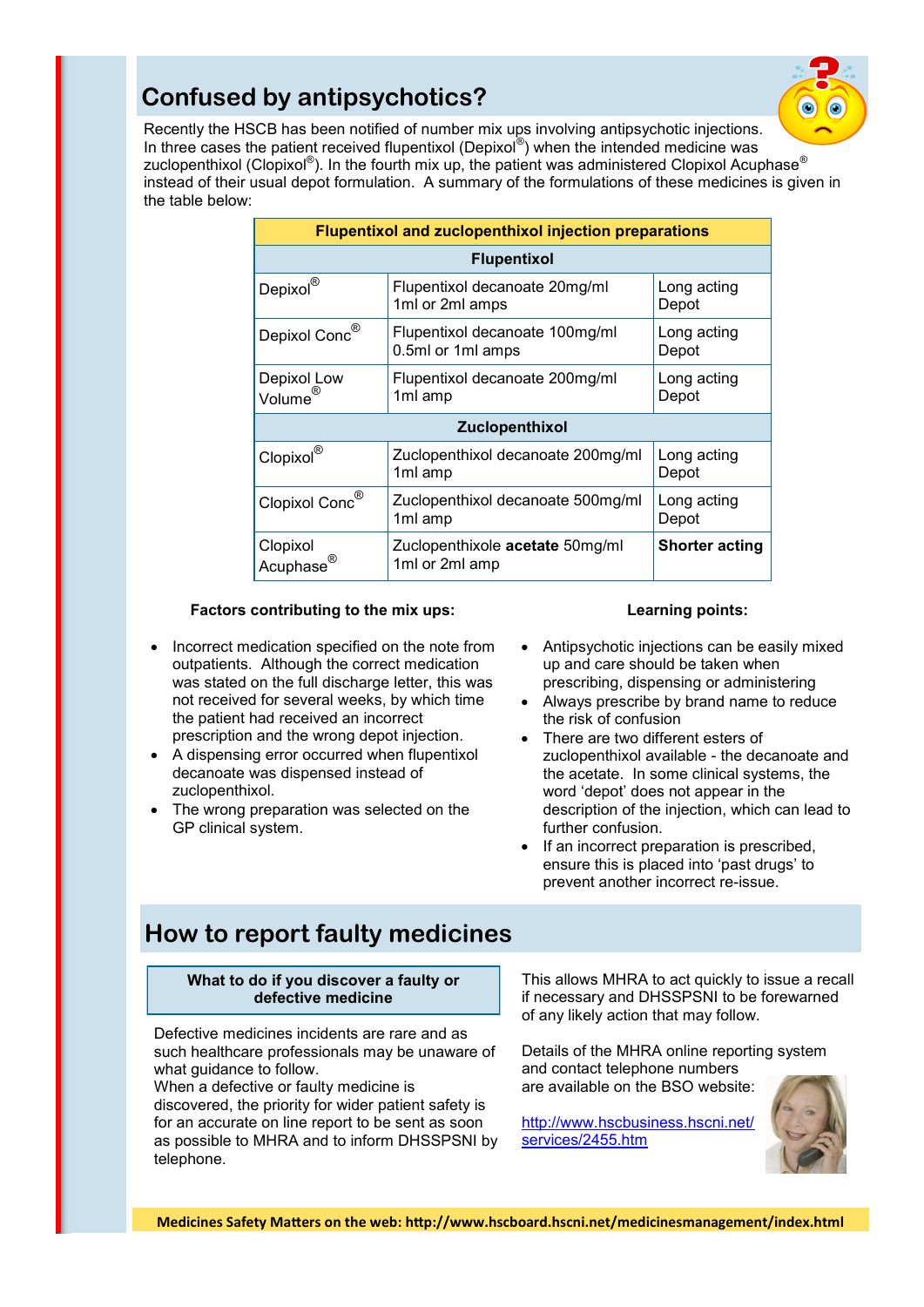## Confused by antipsychotics?

Recently the HSCB has been notified of number mix ups involving antipsychotic injections. In three cases the patient received flupentixol (Depixol®) when the intended medicine was zuclopenthixol (Clopixol®). In the fourth mix up, the patient was administered Clopixol Acuphase® instead of their usual depot formulation. A summary of the formulations of these medicines is given in the table below:

| **Flupentixol and zuclopenthixol injection preparations** | | |
|---|---|---|
| **Flupentixol** | | |
| Depixol® | Flupentixol decanoate 20mg/ml 1ml or 2ml amps | Long acting Depot |
| Depixol Conc® | Flupentixol decanoate 100mg/ml 0.5ml or 1ml amps | Long acting Depot |
| Depixol Low Volume® | Flupentixol decanoate 200mg/ml 1ml amp | Long acting Depot |
| **Zuclopenthixol** | | |
| Clopixol® | Zuclopenthixol decanoate 200mg/ml 1ml amp | Long acting Depot |
| Clopixol Conc® | Zuclopenthixol decanoate 500mg/ml 1ml amp | Long acting Depot |
| Clopixol Acuphase® | Zuclopenthixole **acetate** 50mg/ml 1ml or 2ml amp | **Shorter acting** |

**Factors contributing to the mix ups:**

- Incorrect medication specified on the note from outpatients. Although the correct medication was stated on the full discharge letter, this was not received for several weeks, by which time the patient had received an incorrect prescription and the wrong depot injection.
- A dispensing error occurred when flupentixol decanoate was dispensed instead of zuclopenthixol.
- The wrong preparation was selected on the GP clinical system.

**Learning points:**

- Antipsychotic injections can be easily mixed up and care should be taken when prescribing, dispensing or administering
- Always prescribe by brand name to reduce the risk of confusion
- There are two different esters of zuclopenthixol available - the decanoate and the acetate. In some clinical systems, the word 'depot' does not appear in the description of the injection, which can lead to further confusion.
- If an incorrect preparation is prescribed, ensure this is placed into 'past drugs' to prevent another incorrect re-issue.

## How to report faulty medicines

**What to do if you discover a faulty or defective medicine**

Defective medicines incidents are rare and as such healthcare professionals may be unaware of what guidance to follow.
When a defective or faulty medicine is discovered, the priority for wider patient safety is for an accurate on line report to be sent as soon as possible to MHRA and to inform DHSSPSNI by telephone.

This allows MHRA to act quickly to issue a recall if necessary and DHSSPSNI to be forewarned of any likely action that may follow.

Details of the MHRA online reporting system and contact telephone numbers are available on the BSO website:

http://www.hscbusiness.hscni.net/services/2455.htm

**Medicines Safety Matters on the web: http://www.hscboard.hscni.net/medicinesmanagement/index.html**